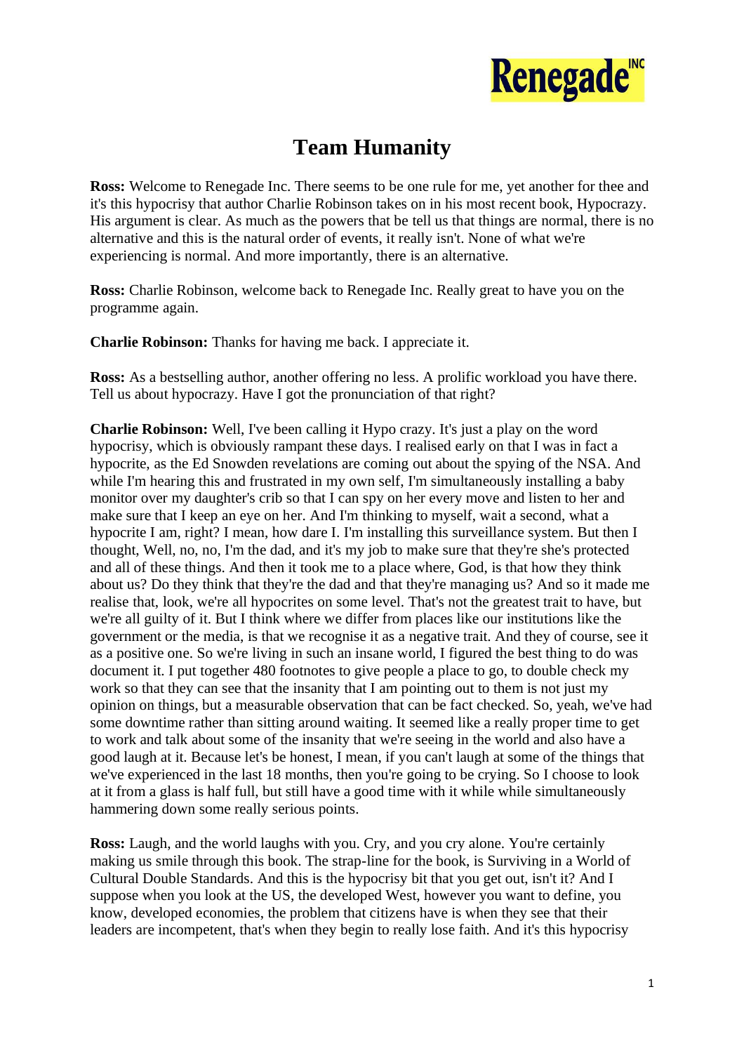Renegade INC

# Team Humanity

**Ross:** Welcome to Renegade Inc. There seems to be one rule for me, yet another for thee and it's this hypocrisy that author Charlie Robinson takes on in his most recent book, Hypocrazy. His argument is clear. As much as the powers that be tell us that things are normal, there is no alternative and this is the natural order of events, it really isn't. None of what we're experiencing is normal. And more importantly, there is an alternative.

**Ross:** Charlie Robinson, welcome back to Renegade Inc. Really great to have you on the programme again.

**Charlie Robinson:** Thanks for having me back. I appreciate it.

**Ross:** As a bestselling author, another offering no less. A prolific workload you have there. Tell us about hypocrazy. Have I got the pronunciation of that right?

**Charlie Robinson:** Well, I've been calling it Hypo crazy. It's just a play on the word hypocrisy, which is obviously rampant these days. I realised early on that I was in fact a hypocrite, as the Ed Snowden revelations are coming out about the spying of the NSA. And while I'm hearing this and frustrated in my own self, I'm simultaneously installing a baby monitor over my daughter's crib so that I can spy on her every move and listen to her and make sure that I keep an eye on her. And I'm thinking to myself, wait a second, what a hypocrite I am, right? I mean, how dare I. I'm installing this surveillance system. But then I thought, Well, no, no, I'm the dad, and it's my job to make sure that they're she's protected and all of these things. And then it took me to a place where, God, is that how they think about us? Do they think that they're the dad and that they're managing us? And so it made me realise that, look, we're all hypocrites on some level. That's not the greatest trait to have, but we're all guilty of it. But I think where we differ from places like our institutions like the government or the media, is that we recognise it as a negative trait. And they of course, see it as a positive one. So we're living in such an insane world, I figured the best thing to do was document it. I put together 480 footnotes to give people a place to go, to double check my work so that they can see that the insanity that I am pointing out to them is not just my opinion on things, but a measurable observation that can be fact checked. So, yeah, we've had some downtime rather than sitting around waiting. It seemed like a really proper time to get to work and talk about some of the insanity that we're seeing in the world and also have a good laugh at it. Because let's be honest, I mean, if you can't laugh at some of the things that we've experienced in the last 18 months, then you're going to be crying. So I choose to look at it from a glass is half full, but still have a good time with it while while simultaneously hammering down some really serious points.

**Ross:** Laugh, and the world laughs with you. Cry, and you cry alone. You're certainly making us smile through this book. The strap-line for the book, is Surviving in a World of Cultural Double Standards. And this is the hypocrisy bit that you get out, isn't it? And I suppose when you look at the US, the developed West, however you want to define, you know, developed economies, the problem that citizens have is when they see that their leaders are incompetent, that's when they begin to really lose faith. And it's this hypocrisy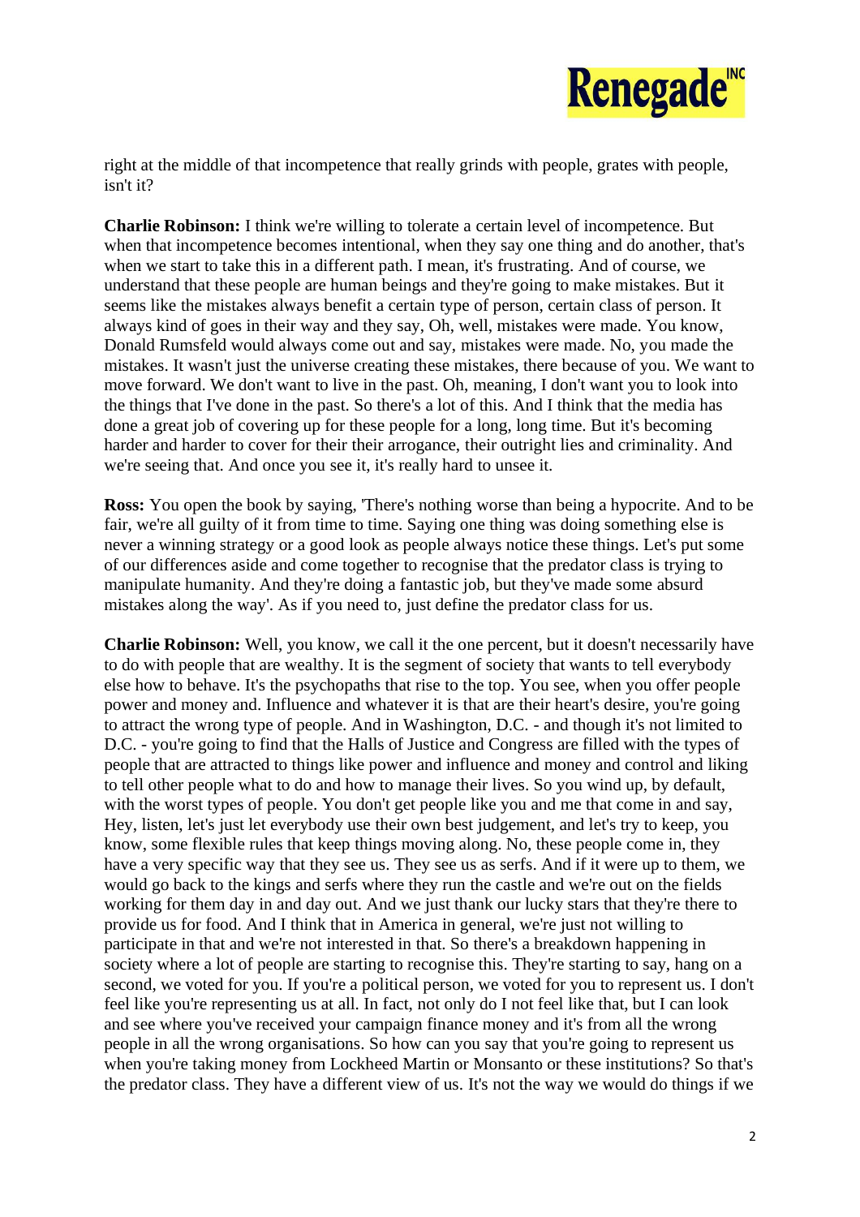right at the middle of that incompetence that really grinds with people, grates with people, isn't it?

**Charlie Robinson:** I think we're willing to tolerate a certain level of incompetence. But when that incompetence becomes intentional, when they say one thing and do another, that's when we start to take this in a different path. I mean, it's frustrating. And of course, we understand that these people are human beings and they're going to make mistakes. But it seems like the mistakes always benefit a certain type of person, certain class of person. It always kind of goes in their way and they say, Oh, well, mistakes were made. You know, Donald Rumsfeld would always come out and say, mistakes were made. No, you made the mistakes. It wasn't just the universe creating these mistakes, there because of you. We want to move forward. We don't want to live in the past. Oh, meaning, I don't want you to look into the things that I've done in the past. So there's a lot of this. And I think that the media has done a great job of covering up for these people for a long, long time. But it's becoming harder and harder to cover for their their arrogance, their outright lies and criminality. And we're seeing that. And once you see it, it's really hard to unsee it.

**Ross:** You open the book by saying, 'There's nothing worse than being a hypocrite. And to be fair, we're all guilty of it from time to time. Saying one thing was doing something else is never a winning strategy or a good look as people always notice these things. Let's put some of our differences aside and come together to recognise that the predator class is trying to manipulate humanity. And they're doing a fantastic job, but they've made some absurd mistakes along the way'. As if you need to, just define the predator class for us.

**Charlie Robinson:** Well, you know, we call it the one percent, but it doesn't necessarily have to do with people that are wealthy. It is the segment of society that wants to tell everybody else how to behave. It's the psychopaths that rise to the top. You see, when you offer people power and money and. Influence and whatever it is that are their heart's desire, you're going to attract the wrong type of people. And in Washington, D.C. - and though it's not limited to D.C. - you're going to find that the Halls of Justice and Congress are filled with the types of people that are attracted to things like power and influence and money and control and liking to tell other people what to do and how to manage their lives. So you wind up, by default, with the worst types of people. You don't get people like you and me that come in and say, Hey, listen, let's just let everybody use their own best judgement, and let's try to keep, you know, some flexible rules that keep things moving along. No, these people come in, they have a very specific way that they see us. They see us as serfs. And if it were up to them, we would go back to the kings and serfs where they run the castle and we're out on the fields working for them day in and day out. And we just thank our lucky stars that they're there to provide us for food. And I think that in America in general, we're just not willing to participate in that and we're not interested in that. So there's a breakdown happening in society where a lot of people are starting to recognise this. They're starting to say, hang on a second, we voted for you. If you're a political person, we voted for you to represent us. I don't feel like you're representing us at all. In fact, not only do I not feel like that, but I can look and see where you've received your campaign finance money and it's from all the wrong people in all the wrong organisations. So how can you say that you're going to represent us when you're taking money from Lockheed Martin or Monsanto or these institutions? So that's the predator class. They have a different view of us. It's not the way we would do things if we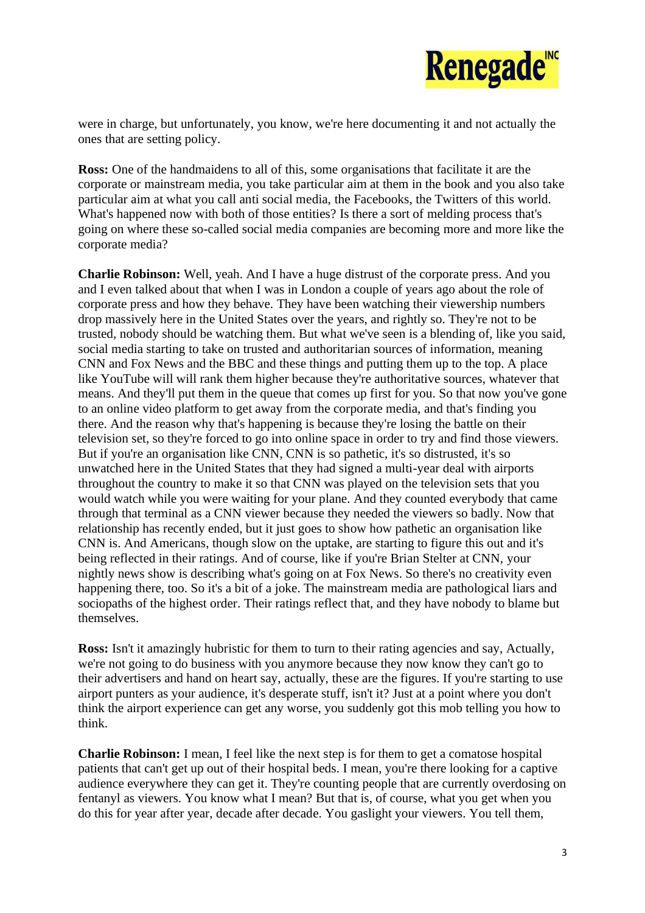were in charge, but unfortunately, you know, we're here documenting it and not actually the ones that are setting policy.

**Ross:** One of the handmaidens to all of this, some organisations that facilitate it are the corporate or mainstream media, you take particular aim at them in the book and you also take particular aim at what you call anti social media, the Facebooks, the Twitters of this world. What's happened now with both of those entities? Is there a sort of melding process that's going on where these so-called social media companies are becoming more and more like the corporate media?

**Charlie Robinson:** Well, yeah. And I have a huge distrust of the corporate press. And you and I even talked about that when I was in London a couple of years ago about the role of corporate press and how they behave. They have been watching their viewership numbers drop massively here in the United States over the years, and rightly so. They're not to be trusted, nobody should be watching them. But what we've seen is a blending of, like you said, social media starting to take on trusted and authoritarian sources of information, meaning CNN and Fox News and the BBC and these things and putting them up to the top. A place like YouTube will will rank them higher because they're authoritative sources, whatever that means. And they'll put them in the queue that comes up first for you. So that now you've gone to an online video platform to get away from the corporate media, and that's finding you there. And the reason why that's happening is because they're losing the battle on their television set, so they're forced to go into online space in order to try and find those viewers. But if you're an organisation like CNN, CNN is so pathetic, it's so distrusted, it's so unwatched here in the United States that they had signed a multi-year deal with airports throughout the country to make it so that CNN was played on the television sets that you would watch while you were waiting for your plane. And they counted everybody that came through that terminal as a CNN viewer because they needed the viewers so badly. Now that relationship has recently ended, but it just goes to show how pathetic an organisation like CNN is. And Americans, though slow on the uptake, are starting to figure this out and it's being reflected in their ratings. And of course, like if you're Brian Stelter at CNN, your nightly news show is describing what's going on at Fox News. So there's no creativity even happening there, too. So it's a bit of a joke. The mainstream media are pathological liars and sociopaths of the highest order. Their ratings reflect that, and they have nobody to blame but themselves.

**Ross:** Isn't it amazingly hubristic for them to turn to their rating agencies and say, Actually, we're not going to do business with you anymore because they now know they can't go to their advertisers and hand on heart say, actually, these are the figures. If you're starting to use airport punters as your audience, it's desperate stuff, isn't it? Just at a point where you don't think the airport experience can get any worse, you suddenly got this mob telling you how to think.

**Charlie Robinson:** I mean, I feel like the next step is for them to get a comatose hospital patients that can't get up out of their hospital beds. I mean, you're there looking for a captive audience everywhere they can get it. They're counting people that are currently overdosing on fentanyl as viewers. You know what I mean? But that is, of course, what you get when you do this for year after year, decade after decade. You gaslight your viewers. You tell them,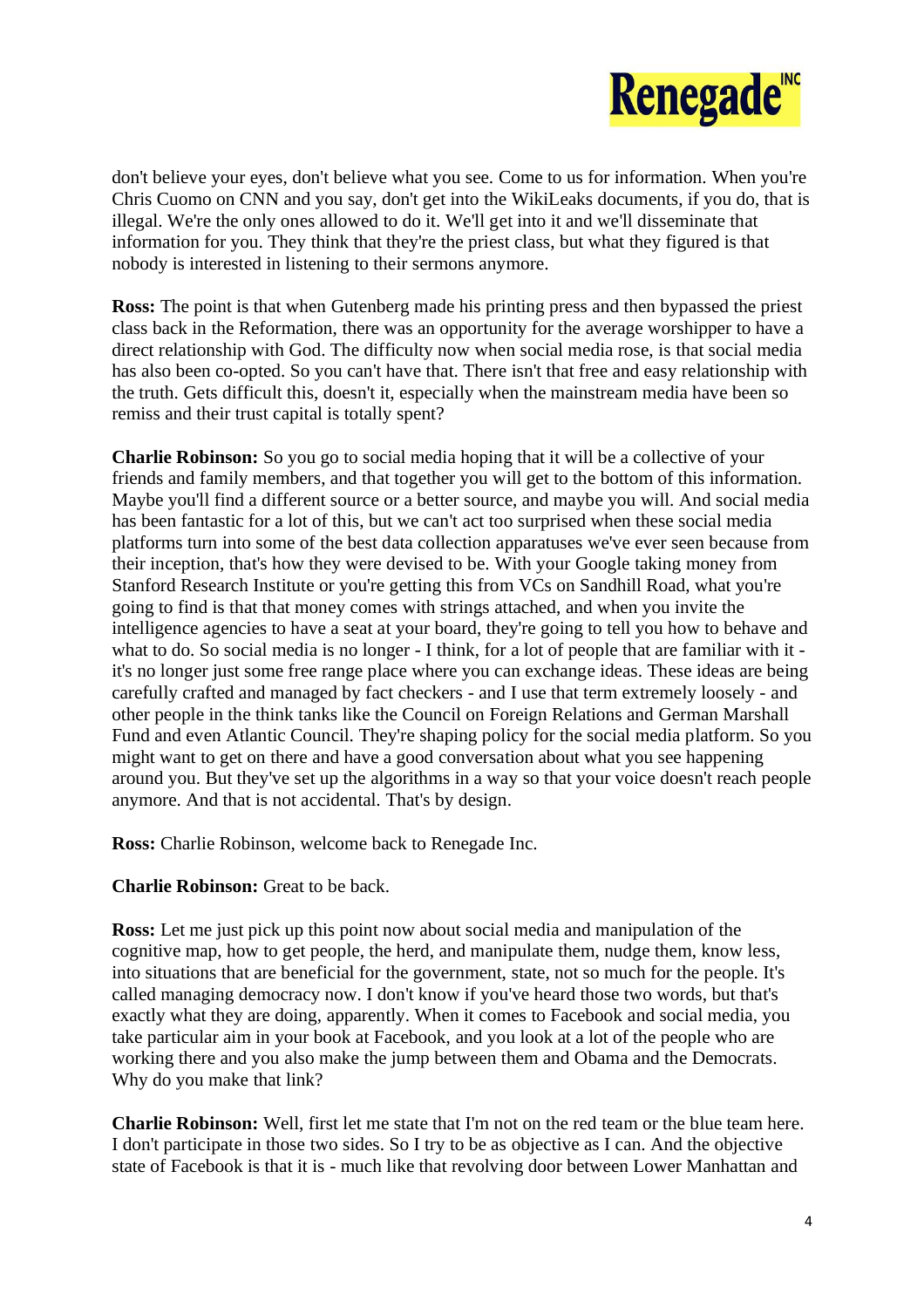don't believe your eyes, don't believe what you see. Come to us for information. When you're Chris Cuomo on CNN and you say, don't get into the WikiLeaks documents, if you do, that is illegal. We're the only ones allowed to do it. We'll get into it and we'll disseminate that information for you. They think that they're the priest class, but what they figured is that nobody is interested in listening to their sermons anymore.

**Ross:** The point is that when Gutenberg made his printing press and then bypassed the priest class back in the Reformation, there was an opportunity for the average worshipper to have a direct relationship with God. The difficulty now when social media rose, is that social media has also been co-opted. So you can't have that. There isn't that free and easy relationship with the truth. Gets difficult this, doesn't it, especially when the mainstream media have been so remiss and their trust capital is totally spent?

**Charlie Robinson:** So you go to social media hoping that it will be a collective of your friends and family members, and that together you will get to the bottom of this information. Maybe you'll find a different source or a better source, and maybe you will. And social media has been fantastic for a lot of this, but we can't act too surprised when these social media platforms turn into some of the best data collection apparatuses we've ever seen because from their inception, that's how they were devised to be. With your Google taking money from Stanford Research Institute or you're getting this from VCs on Sandhill Road, what you're going to find is that that money comes with strings attached, and when you invite the intelligence agencies to have a seat at your board, they're going to tell you how to behave and what to do. So social media is no longer - I think, for a lot of people that are familiar with it - it's no longer just some free range place where you can exchange ideas. These ideas are being carefully crafted and managed by fact checkers - and I use that term extremely loosely - and other people in the think tanks like the Council on Foreign Relations and German Marshall Fund and even Atlantic Council. They're shaping policy for the social media platform. So you might want to get on there and have a good conversation about what you see happening around you. But they've set up the algorithms in a way so that your voice doesn't reach people anymore. And that is not accidental. That's by design.

**Ross:** Charlie Robinson, welcome back to Renegade Inc.

**Charlie Robinson:** Great to be back.

**Ross:** Let me just pick up this point now about social media and manipulation of the cognitive map, how to get people, the herd, and manipulate them, nudge them, know less, into situations that are beneficial for the government, state, not so much for the people. It's called managing democracy now. I don't know if you've heard those two words, but that's exactly what they are doing, apparently. When it comes to Facebook and social media, you take particular aim in your book at Facebook, and you look at a lot of the people who are working there and you also make the jump between them and Obama and the Democrats. Why do you make that link?

**Charlie Robinson:** Well, first let me state that I'm not on the red team or the blue team here. I don't participate in those two sides. So I try to be as objective as I can. And the objective state of Facebook is that it is - much like that revolving door between Lower Manhattan and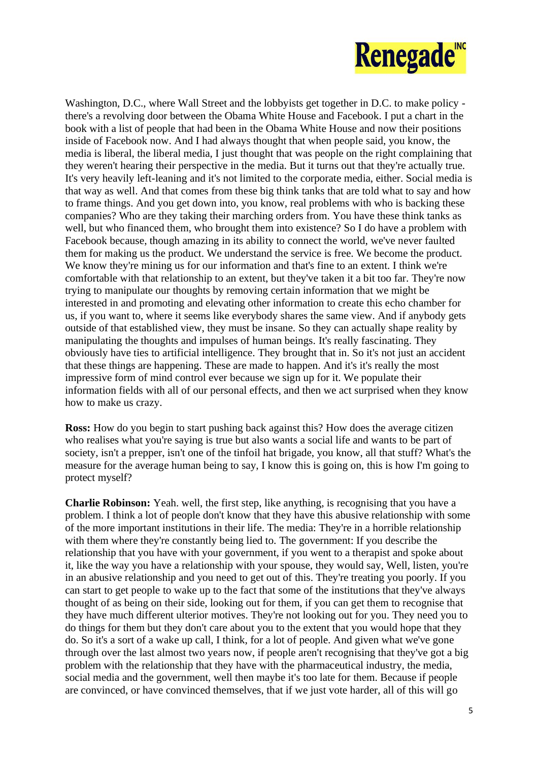Washington, D.C., where Wall Street and the lobbyists get together in D.C. to make policy - there's a revolving door between the Obama White House and Facebook. I put a chart in the book with a list of people that had been in the Obama White House and now their positions inside of Facebook now. And I had always thought that when people said, you know, the media is liberal, the liberal media, I just thought that was people on the right complaining that they weren't hearing their perspective in the media. But it turns out that they're actually true. It's very heavily left-leaning and it's not limited to the corporate media, either. Social media is that way as well. And that comes from these big think tanks that are told what to say and how to frame things. And you get down into, you know, real problems with who is backing these companies? Who are they taking their marching orders from. You have these think tanks as well, but who financed them, who brought them into existence? So I do have a problem with Facebook because, though amazing in its ability to connect the world, we've never faulted them for making us the product. We understand the service is free. We become the product. We know they're mining us for our information and that's fine to an extent. I think we're comfortable with that relationship to an extent, but they've taken it a bit too far. They're now trying to manipulate our thoughts by removing certain information that we might be interested in and promoting and elevating other information to create this echo chamber for us, if you want to, where it seems like everybody shares the same view. And if anybody gets outside of that established view, they must be insane. So they can actually shape reality by manipulating the thoughts and impulses of human beings. It's really fascinating. They obviously have ties to artificial intelligence. They brought that in. So it's not just an accident that these things are happening. These are made to happen. And it's it's really the most impressive form of mind control ever because we sign up for it. We populate their information fields with all of our personal effects, and then we act surprised when they know how to make us crazy.

**Ross:** How do you begin to start pushing back against this? How does the average citizen who realises what you're saying is true but also wants a social life and wants to be part of society, isn't a prepper, isn't one of the tinfoil hat brigade, you know, all that stuff? What's the measure for the average human being to say, I know this is going on, this is how I'm going to protect myself?

**Charlie Robinson:** Yeah. well, the first step, like anything, is recognising that you have a problem. I think a lot of people don't know that they have this abusive relationship with some of the more important institutions in their life. The media: They're in a horrible relationship with them where they're constantly being lied to. The government: If you describe the relationship that you have with your government, if you went to a therapist and spoke about it, like the way you have a relationship with your spouse, they would say, Well, listen, you're in an abusive relationship and you need to get out of this. They're treating you poorly. If you can start to get people to wake up to the fact that some of the institutions that they've always thought of as being on their side, looking out for them, if you can get them to recognise that they have much different ulterior motives. They're not looking out for you. They need you to do things for them but they don't care about you to the extent that you would hope that they do. So it's a sort of a wake up call, I think, for a lot of people. And given what we've gone through over the last almost two years now, if people aren't recognising that they've got a big problem with the relationship that they have with the pharmaceutical industry, the media, social media and the government, well then maybe it's too late for them. Because if people are convinced, or have convinced themselves, that if we just vote harder, all of this will go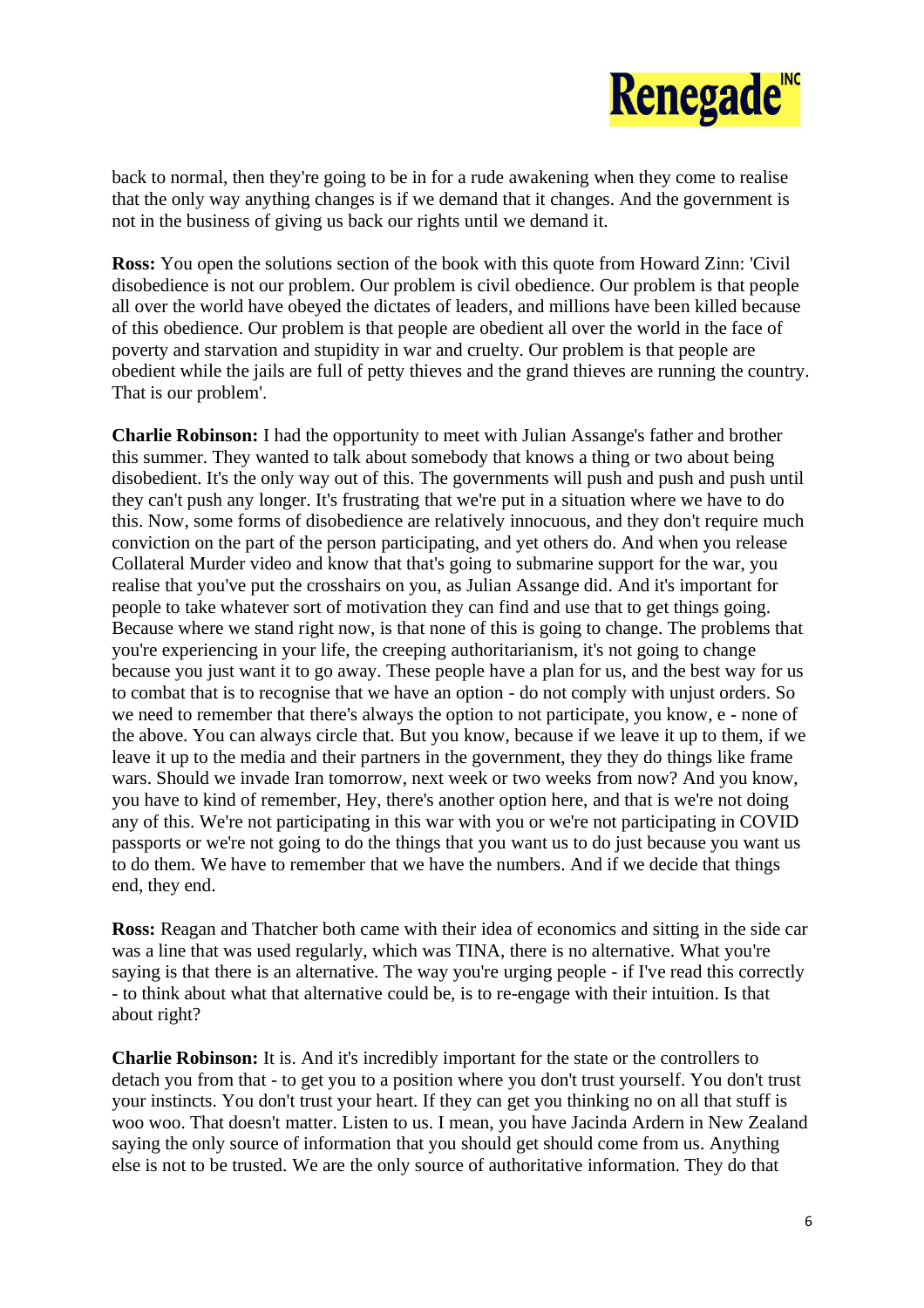back to normal, then they're going to be in for a rude awakening when they come to realise that the only way anything changes is if we demand that it changes. And the government is not in the business of giving us back our rights until we demand it.

**Ross:** You open the solutions section of the book with this quote from Howard Zinn: 'Civil disobedience is not our problem. Our problem is civil obedience. Our problem is that people all over the world have obeyed the dictates of leaders, and millions have been killed because of this obedience. Our problem is that people are obedient all over the world in the face of poverty and starvation and stupidity in war and cruelty. Our problem is that people are obedient while the jails are full of petty thieves and the grand thieves are running the country. That is our problem'.

**Charlie Robinson:** I had the opportunity to meet with Julian Assange's father and brother this summer. They wanted to talk about somebody that knows a thing or two about being disobedient. It's the only way out of this. The governments will push and push and push until they can't push any longer. It's frustrating that we're put in a situation where we have to do this. Now, some forms of disobedience are relatively innocuous, and they don't require much conviction on the part of the person participating, and yet others do. And when you release Collateral Murder video and know that that's going to submarine support for the war, you realise that you've put the crosshairs on you, as Julian Assange did. And it's important for people to take whatever sort of motivation they can find and use that to get things going. Because where we stand right now, is that none of this is going to change. The problems that you're experiencing in your life, the creeping authoritarianism, it's not going to change because you just want it to go away. These people have a plan for us, and the best way for us to combat that is to recognise that we have an option - do not comply with unjust orders. So we need to remember that there's always the option to not participate, you know, e - none of the above. You can always circle that. But you know, because if we leave it up to them, if we leave it up to the media and their partners in the government, they they do things like frame wars. Should we invade Iran tomorrow, next week or two weeks from now? And you know, you have to kind of remember, Hey, there's another option here, and that is we're not doing any of this. We're not participating in this war with you or we're not participating in COVID passports or we're not going to do the things that you want us to do just because you want us to do them. We have to remember that we have the numbers. And if we decide that things end, they end.

**Ross:** Reagan and Thatcher both came with their idea of economics and sitting in the side car was a line that was used regularly, which was TINA, there is no alternative. What you're saying is that there is an alternative. The way you're urging people - if I've read this correctly - to think about what that alternative could be, is to re-engage with their intuition. Is that about right?

**Charlie Robinson:** It is. And it's incredibly important for the state or the controllers to detach you from that - to get you to a position where you don't trust yourself. You don't trust your instincts. You don't trust your heart. If they can get you thinking no on all that stuff is woo woo. That doesn't matter. Listen to us. I mean, you have Jacinda Ardern in New Zealand saying the only source of information that you should get should come from us. Anything else is not to be trusted. We are the only source of authoritative information. They do that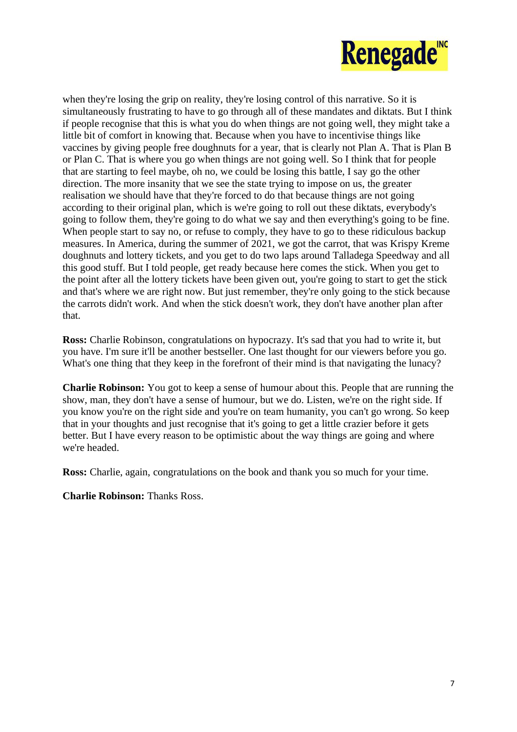when they're losing the grip on reality, they're losing control of this narrative. So it is simultaneously frustrating to have to go through all of these mandates and diktats. But I think if people recognise that this is what you do when things are not going well, they might take a little bit of comfort in knowing that. Because when you have to incentivise things like vaccines by giving people free doughnuts for a year, that is clearly not Plan A. That is Plan B or Plan C. That is where you go when things are not going well. So I think that for people that are starting to feel maybe, oh no, we could be losing this battle, I say go the other direction. The more insanity that we see the state trying to impose on us, the greater realisation we should have that they're forced to do that because things are not going according to their original plan, which is we're going to roll out these diktats, everybody's going to follow them, they're going to do what we say and then everything's going to be fine. When people start to say no, or refuse to comply, they have to go to these ridiculous backup measures. In America, during the summer of 2021, we got the carrot, that was Krispy Kreme doughnuts and lottery tickets, and you get to do two laps around Talladega Speedway and all this good stuff. But I told people, get ready because here comes the stick. When you get to the point after all the lottery tickets have been given out, you're going to start to get the stick and that's where we are right now. But just remember, they're only going to the stick because the carrots didn't work. And when the stick doesn't work, they don't have another plan after that.

**Ross:** Charlie Robinson, congratulations on hypocrazy. It's sad that you had to write it, but you have. I'm sure it'll be another bestseller. One last thought for our viewers before you go. What's one thing that they keep in the forefront of their mind is that navigating the lunacy?

**Charlie Robinson:** You got to keep a sense of humour about this. People that are running the show, man, they don't have a sense of humour, but we do. Listen, we're on the right side. If you know you're on the right side and you're on team humanity, you can't go wrong. So keep that in your thoughts and just recognise that it's going to get a little crazier before it gets better. But I have every reason to be optimistic about the way things are going and where we're headed.

**Ross:** Charlie, again, congratulations on the book and thank you so much for your time.

**Charlie Robinson:** Thanks Ross.